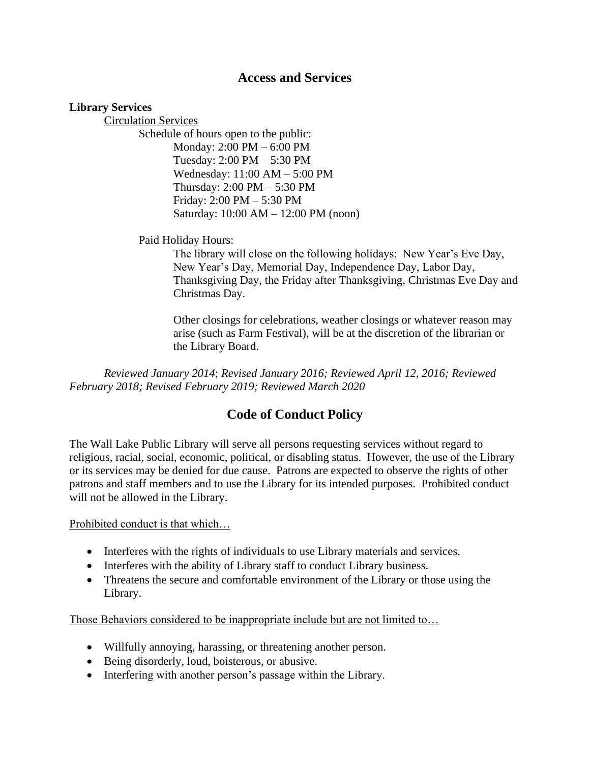## Access and Services

**Library Services**

Circulation Services

Schedule of hours open to the public:

Monday: 2:00 PM – 6:00 PM
Tuesday: 2:00 PM – 5:30 PM
Wednesday: 11:00 AM – 5:00 PM
Thursday: 2:00 PM – 5:30 PM
Friday: 2:00 PM – 5:30 PM
Saturday: 10:00 AM – 12:00 PM (noon)

Paid Holiday Hours:

The library will close on the following holidays: New Year's Eve Day, New Year's Day, Memorial Day, Independence Day, Labor Day, Thanksgiving Day, the Friday after Thanksgiving, Christmas Eve Day and Christmas Day.

Other closings for celebrations, weather closings or whatever reason may arise (such as Farm Festival), will be at the discretion of the librarian or the Library Board.

*Reviewed January 2014*; *Revised January 2016; Reviewed April 12, 2016; Reviewed February 2018; Revised February 2019; Reviewed March 2020*

## Code of Conduct Policy

The Wall Lake Public Library will serve all persons requesting services without regard to religious, racial, social, economic, political, or disabling status. However, the use of the Library or its services may be denied for due cause. Patrons are expected to observe the rights of other patrons and staff members and to use the Library for its intended purposes. Prohibited conduct will not be allowed in the Library.

Prohibited conduct is that which…

- Interferes with the rights of individuals to use Library materials and services.
- Interferes with the ability of Library staff to conduct Library business.
- Threatens the secure and comfortable environment of the Library or those using the Library.

Those Behaviors considered to be inappropriate include but are not limited to…

- Willfully annoying, harassing, or threatening another person.
- Being disorderly, loud, boisterous, or abusive.
- Interfering with another person's passage within the Library.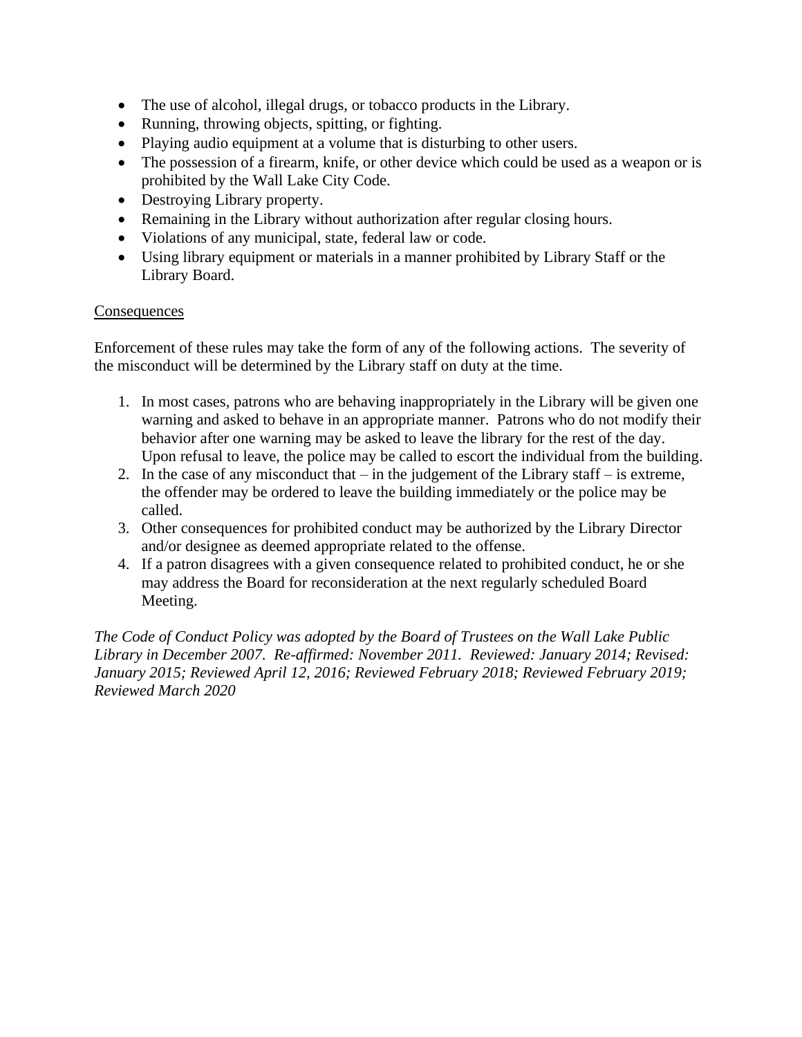- The use of alcohol, illegal drugs, or tobacco products in the Library.
- Running, throwing objects, spitting, or fighting.
- Playing audio equipment at a volume that is disturbing to other users.
- The possession of a firearm, knife, or other device which could be used as a weapon or is prohibited by the Wall Lake City Code.
- Destroying Library property.
- Remaining in the Library without authorization after regular closing hours.
- Violations of any municipal, state, federal law or code.
- Using library equipment or materials in a manner prohibited by Library Staff or the Library Board.

Consequences

Enforcement of these rules may take the form of any of the following actions. The severity of the misconduct will be determined by the Library staff on duty at the time.

1. In most cases, patrons who are behaving inappropriately in the Library will be given one warning and asked to behave in an appropriate manner. Patrons who do not modify their behavior after one warning may be asked to leave the library for the rest of the day. Upon refusal to leave, the police may be called to escort the individual from the building.
2. In the case of any misconduct that – in the judgement of the Library staff – is extreme, the offender may be ordered to leave the building immediately or the police may be called.
3. Other consequences for prohibited conduct may be authorized by the Library Director and/or designee as deemed appropriate related to the offense.
4. If a patron disagrees with a given consequence related to prohibited conduct, he or she may address the Board for reconsideration at the next regularly scheduled Board Meeting.

*The Code of Conduct Policy was adopted by the Board of Trustees on the Wall Lake Public Library in December 2007. Re-affirmed: November 2011. Reviewed: January 2014; Revised: January 2015; Reviewed April 12, 2016; Reviewed February 2018; Reviewed February 2019; Reviewed March 2020*